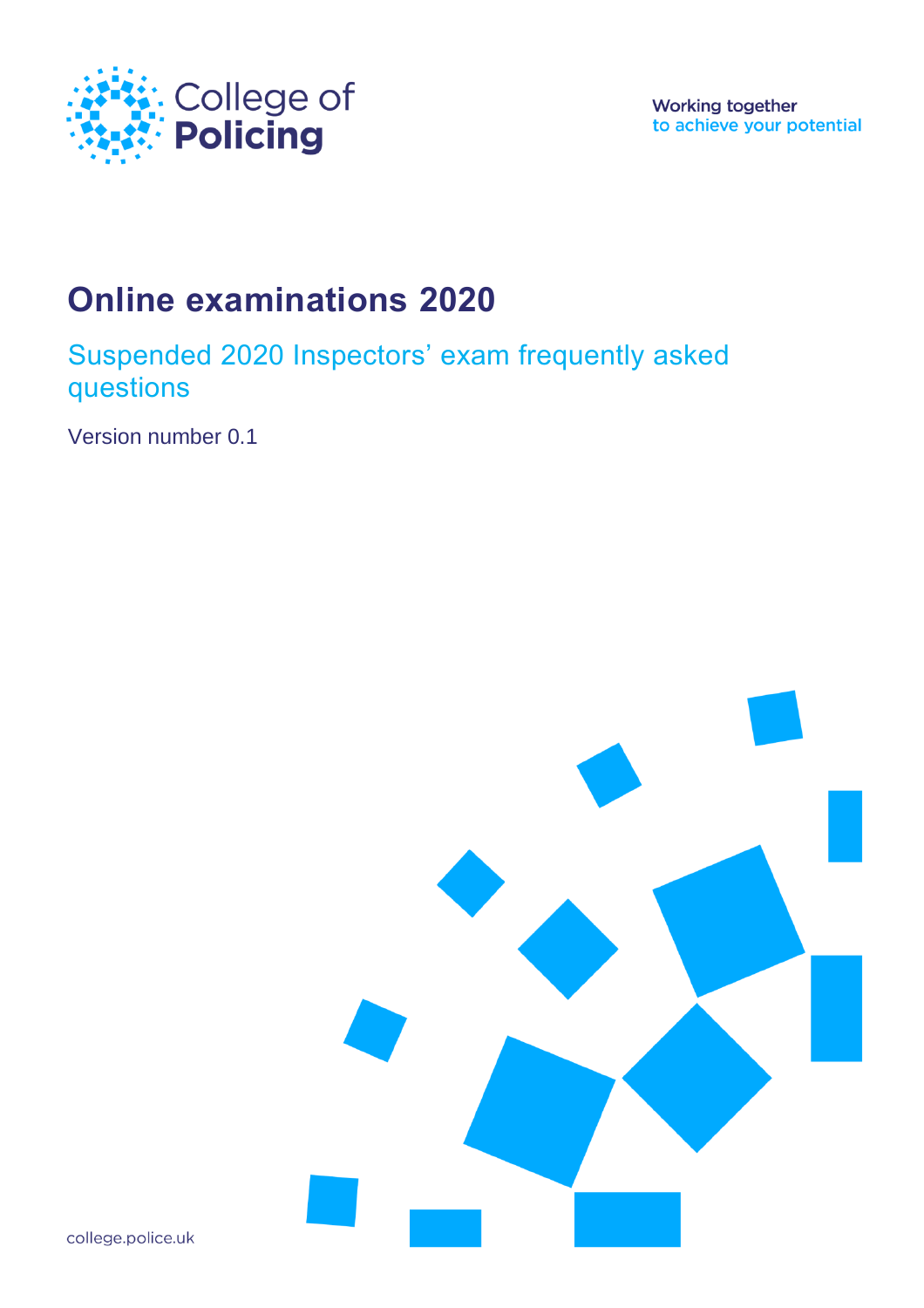College of Policing

Working together to achieve your potential

# Online examinations 2020

## Suspended 2020 Inspectors' exam frequently asked questions

Version number 0.1

college.police.uk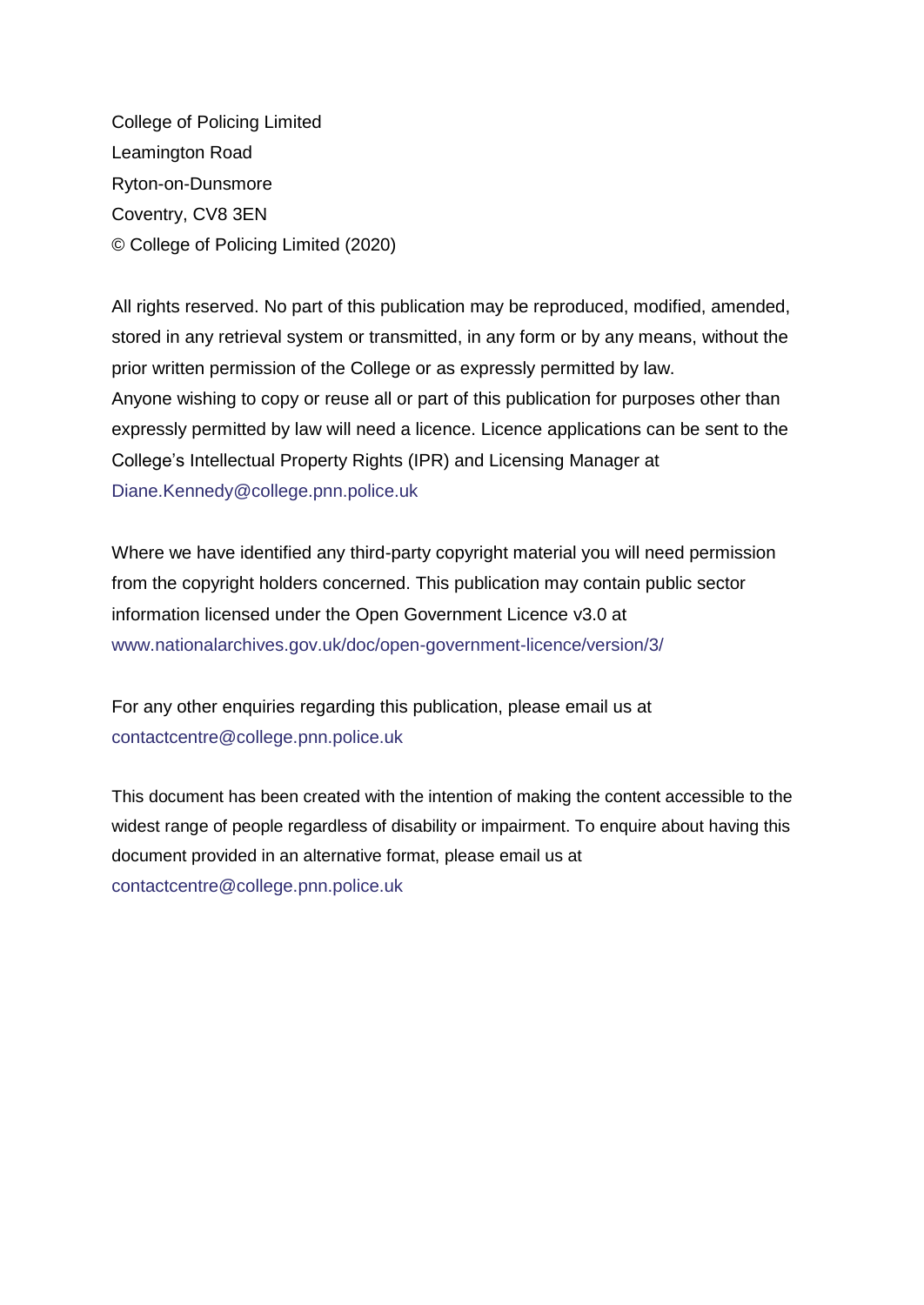College of Policing Limited
Leamington Road
Ryton-on-Dunsmore
Coventry, CV8 3EN
© College of Policing Limited (2020)

All rights reserved. No part of this publication may be reproduced, modified, amended, stored in any retrieval system or transmitted, in any form or by any means, without the prior written permission of the College or as expressly permitted by law.
Anyone wishing to copy or reuse all or part of this publication for purposes other than expressly permitted by law will need a licence. Licence applications can be sent to the College's Intellectual Property Rights (IPR) and Licensing Manager at Diane.Kennedy@college.pnn.police.uk

Where we have identified any third-party copyright material you will need permission from the copyright holders concerned. This publication may contain public sector information licensed under the Open Government Licence v3.0 at www.nationalarchives.gov.uk/doc/open-government-licence/version/3/

For any other enquiries regarding this publication, please email us at contactcentre@college.pnn.police.uk

This document has been created with the intention of making the content accessible to the widest range of people regardless of disability or impairment. To enquire about having this document provided in an alternative format, please email us at contactcentre@college.pnn.police.uk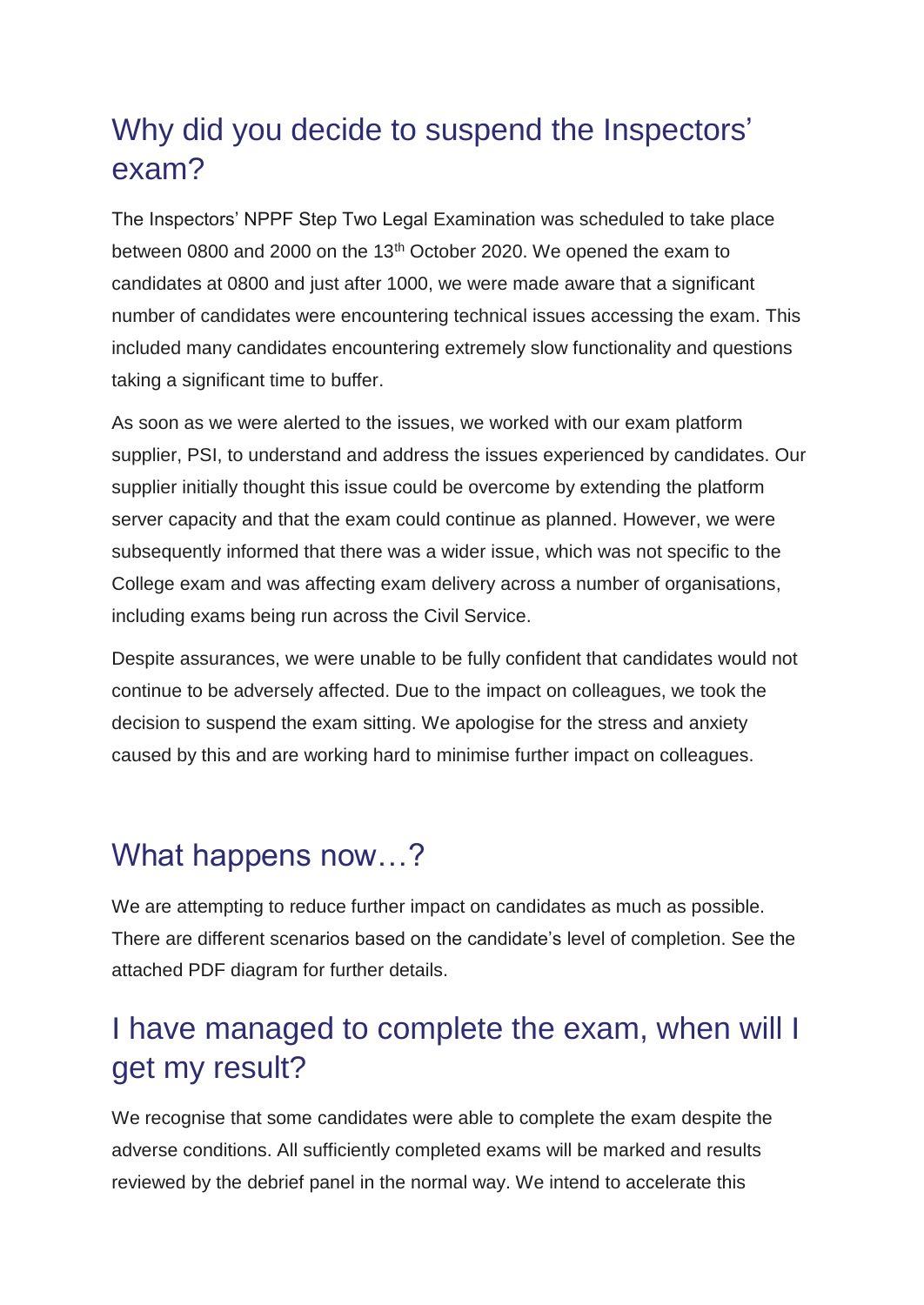## Why did you decide to suspend the Inspectors' exam?

The Inspectors' NPPF Step Two Legal Examination was scheduled to take place between 0800 and 2000 on the 13th October 2020. We opened the exam to candidates at 0800 and just after 1000, we were made aware that a significant number of candidates were encountering technical issues accessing the exam. This included many candidates encountering extremely slow functionality and questions taking a significant time to buffer.

As soon as we were alerted to the issues, we worked with our exam platform supplier, PSI, to understand and address the issues experienced by candidates. Our supplier initially thought this issue could be overcome by extending the platform server capacity and that the exam could continue as planned. However, we were subsequently informed that there was a wider issue, which was not specific to the College exam and was affecting exam delivery across a number of organisations, including exams being run across the Civil Service.

Despite assurances, we were unable to be fully confident that candidates would not continue to be adversely affected. Due to the impact on colleagues, we took the decision to suspend the exam sitting. We apologise for the stress and anxiety caused by this and are working hard to minimise further impact on colleagues.

## What happens now…?

We are attempting to reduce further impact on candidates as much as possible. There are different scenarios based on the candidate's level of completion. See the attached PDF diagram for further details.

## I have managed to complete the exam, when will I get my result?

We recognise that some candidates were able to complete the exam despite the adverse conditions. All sufficiently completed exams will be marked and results reviewed by the debrief panel in the normal way. We intend to accelerate this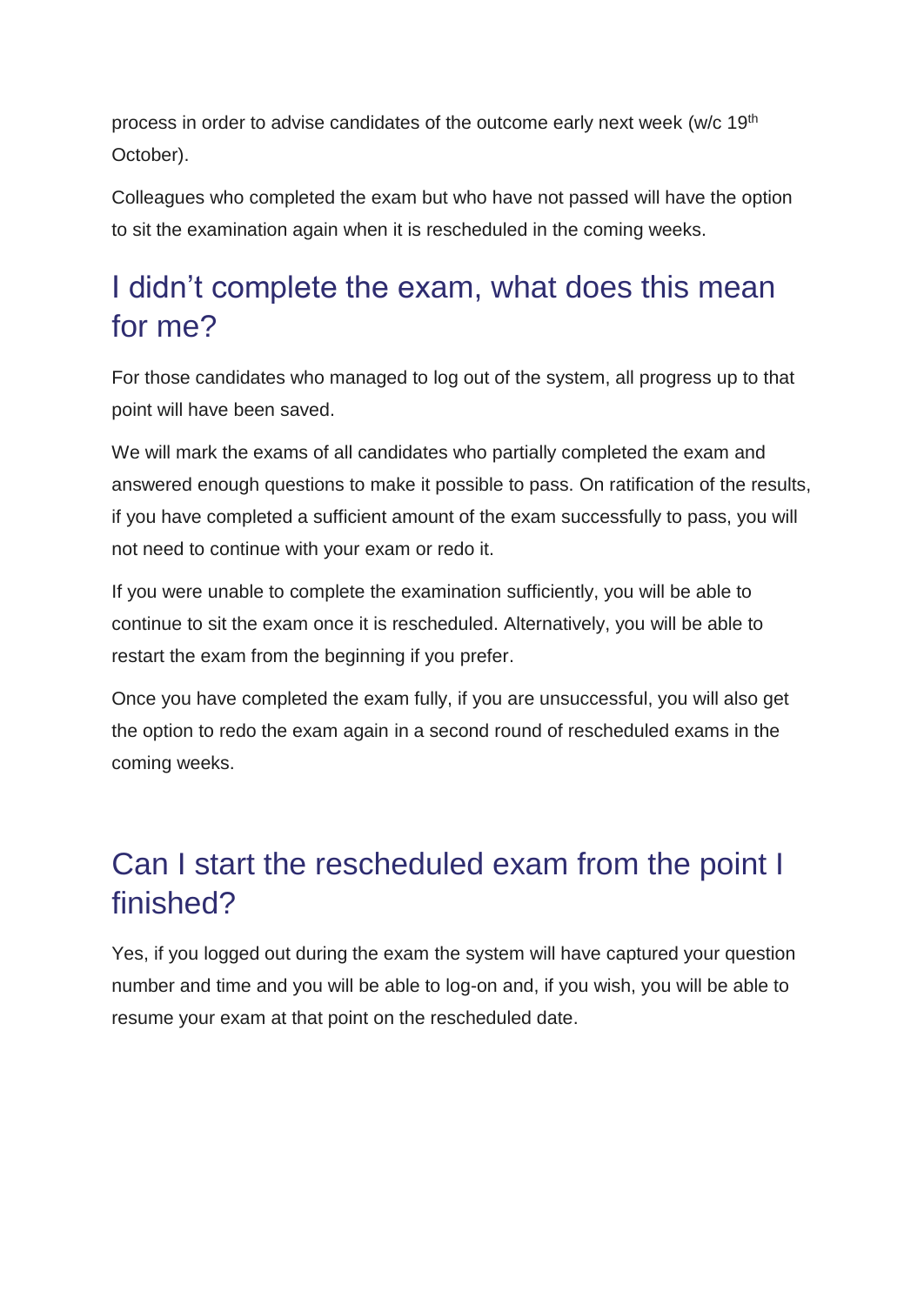process in order to advise candidates of the outcome early next week (w/c 19th October).

Colleagues who completed the exam but who have not passed will have the option to sit the examination again when it is rescheduled in the coming weeks.

## I didn't complete the exam, what does this mean for me?

For those candidates who managed to log out of the system, all progress up to that point will have been saved.

We will mark the exams of all candidates who partially completed the exam and answered enough questions to make it possible to pass. On ratification of the results, if you have completed a sufficient amount of the exam successfully to pass, you will not need to continue with your exam or redo it.

If you were unable to complete the examination sufficiently, you will be able to continue to sit the exam once it is rescheduled. Alternatively, you will be able to restart the exam from the beginning if you prefer.

Once you have completed the exam fully, if you are unsuccessful, you will also get the option to redo the exam again in a second round of rescheduled exams in the coming weeks.

## Can I start the rescheduled exam from the point I finished?

Yes, if you logged out during the exam the system will have captured your question number and time and you will be able to log-on and, if you wish, you will be able to resume your exam at that point on the rescheduled date.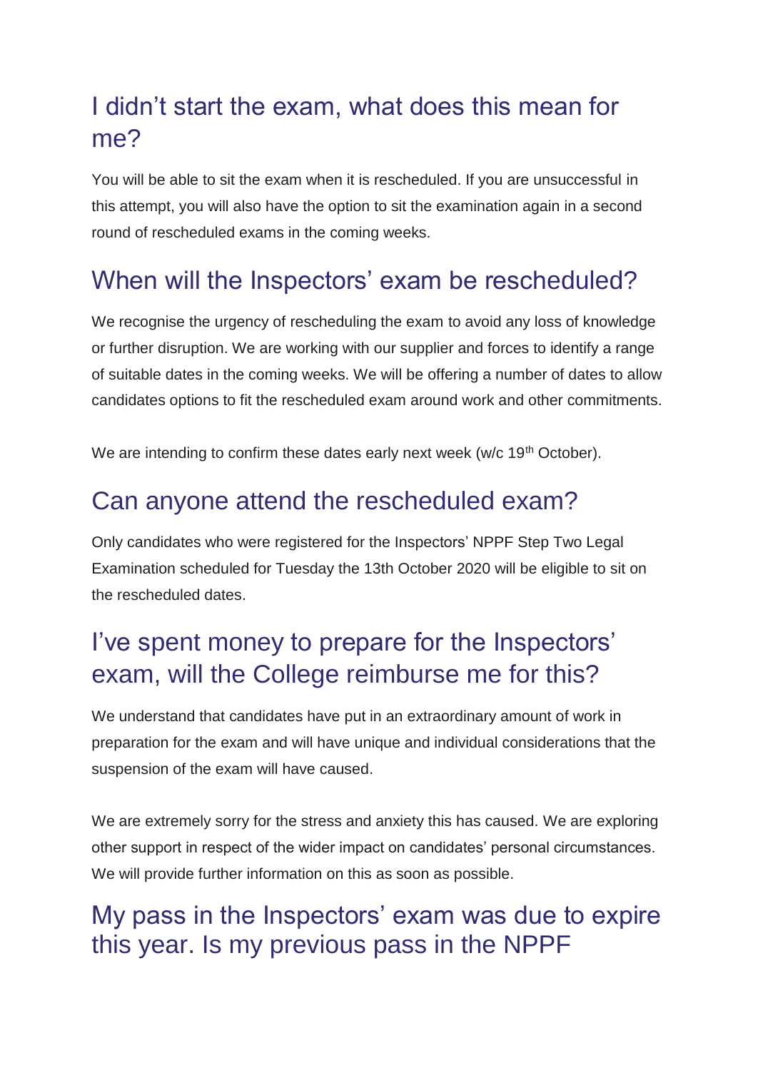## I didn't start the exam, what does this mean for me?

You will be able to sit the exam when it is rescheduled. If you are unsuccessful in this attempt, you will also have the option to sit the examination again in a second round of rescheduled exams in the coming weeks.

## When will the Inspectors' exam be rescheduled?

We recognise the urgency of rescheduling the exam to avoid any loss of knowledge or further disruption. We are working with our supplier and forces to identify a range of suitable dates in the coming weeks. We will be offering a number of dates to allow candidates options to fit the rescheduled exam around work and other commitments.

We are intending to confirm these dates early next week (w/c 19th October).

## Can anyone attend the rescheduled exam?

Only candidates who were registered for the Inspectors' NPPF Step Two Legal Examination scheduled for Tuesday the 13th October 2020 will be eligible to sit on the rescheduled dates.

## I've spent money to prepare for the Inspectors' exam, will the College reimburse me for this?

We understand that candidates have put in an extraordinary amount of work in preparation for the exam and will have unique and individual considerations that the suspension of the exam will have caused.

We are extremely sorry for the stress and anxiety this has caused. We are exploring other support in respect of the wider impact on candidates' personal circumstances. We will provide further information on this as soon as possible.

## My pass in the Inspectors' exam was due to expire this year. Is my previous pass in the NPPF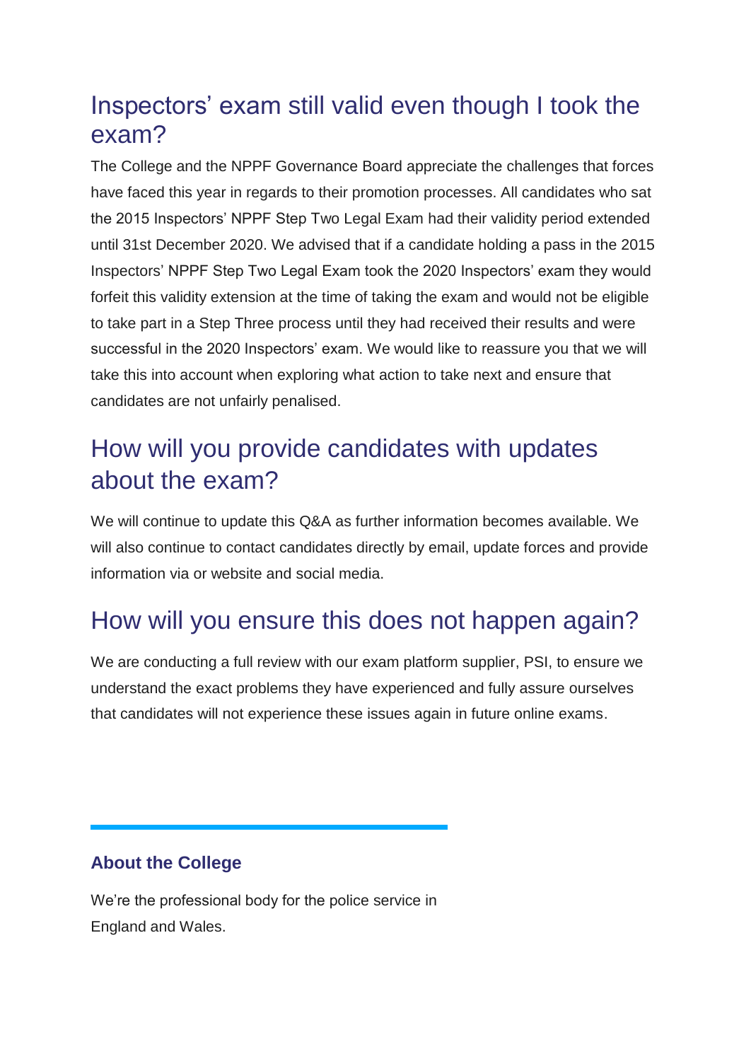## Inspectors' exam still valid even though I took the exam?

The College and the NPPF Governance Board appreciate the challenges that forces have faced this year in regards to their promotion processes. All candidates who sat the 2015 Inspectors' NPPF Step Two Legal Exam had their validity period extended until 31st December 2020. We advised that if a candidate holding a pass in the 2015 Inspectors' NPPF Step Two Legal Exam took the 2020 Inspectors' exam they would forfeit this validity extension at the time of taking the exam and would not be eligible to take part in a Step Three process until they had received their results and were successful in the 2020 Inspectors' exam. We would like to reassure you that we will take this into account when exploring what action to take next and ensure that candidates are not unfairly penalised.

## How will you provide candidates with updates about the exam?

We will continue to update this Q&A as further information becomes available. We will also continue to contact candidates directly by email, update forces and provide information via or website and social media.

## How will you ensure this does not happen again?

We are conducting a full review with our exam platform supplier, PSI, to ensure we understand the exact problems they have experienced and fully assure ourselves that candidates will not experience these issues again in future online exams.

---

**About the College**

We're the professional body for the police service in England and Wales.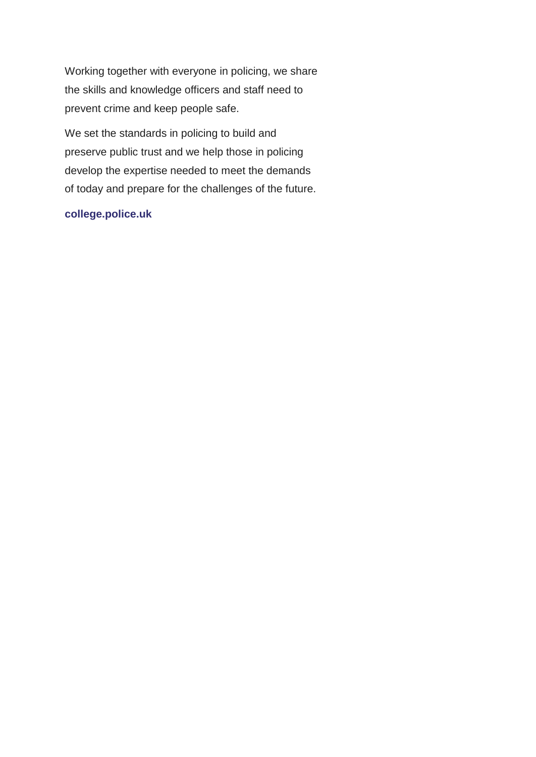Working together with everyone in policing, we share the skills and knowledge officers and staff need to prevent crime and keep people safe.

We set the standards in policing to build and preserve public trust and we help those in policing develop the expertise needed to meet the demands of today and prepare for the challenges of the future.

**college.police.uk**